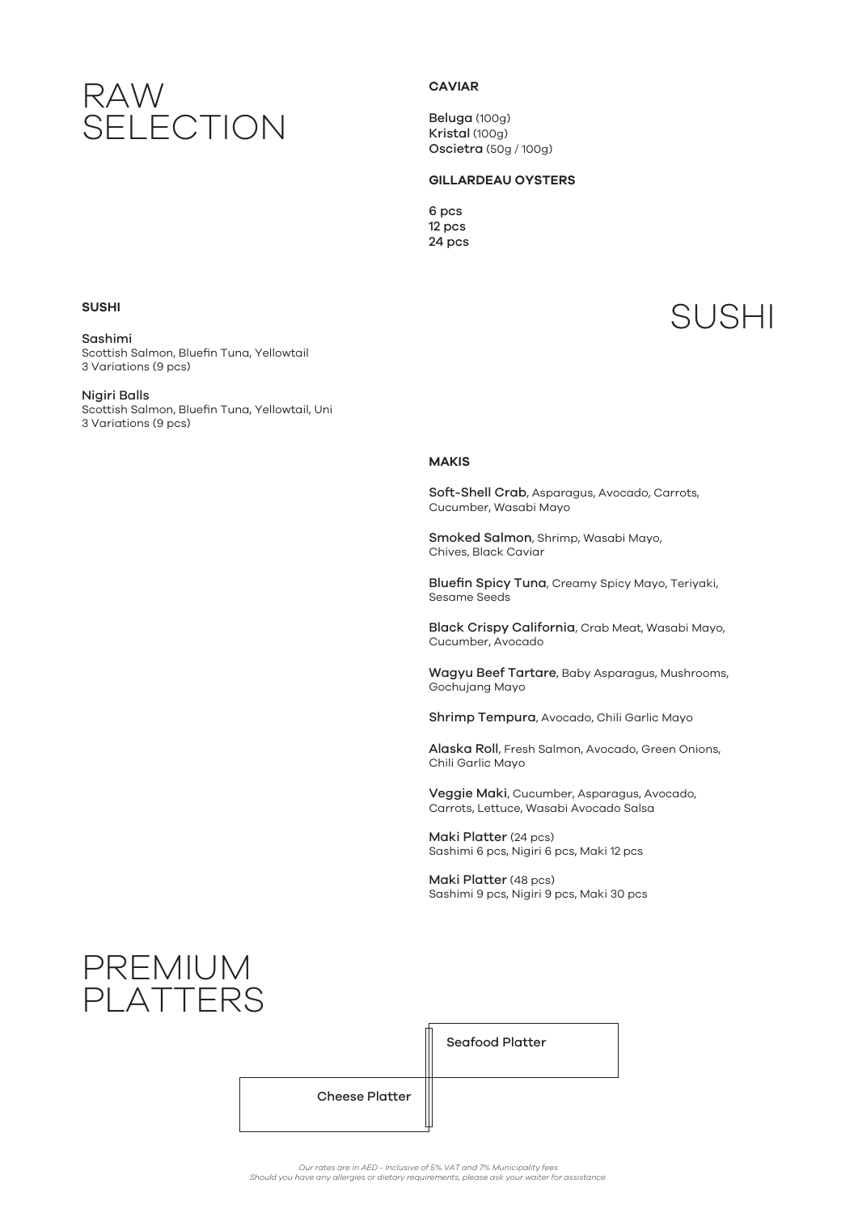# RAW SELECTION

### CAVIAR

**Beluga** (100g)
**Kristal** (100g)
**Oscietra** (50g / 100g)

### GILLARDEAU OYSTERS

6 pcs
12 pcs
24 pcs

# SUSHI

### SUSHI

**Sashimi**
Scottish Salmon, Bluefin Tuna, Yellowtail
3 Variations (9 pcs)

**Nigiri Balls**
Scottish Salmon, Bluefin Tuna, Yellowtail, Uni
3 Variations (9 pcs)

### MAKIS

**Soft-Shell Crab**, Asparagus, Avocado, Carrots, Cucumber, Wasabi Mayo

**Smoked Salmon**, Shrimp, Wasabi Mayo, Chives, Black Caviar

**Bluefin Spicy Tuna**, Creamy Spicy Mayo, Teriyaki, Sesame Seeds

**Black Crispy California**, Crab Meat, Wasabi Mayo, Cucumber, Avocado

**Wagyu Beef Tartare**, Baby Asparagus, Mushrooms, Gochujang Mayo

**Shrimp Tempura**, Avocado, Chili Garlic Mayo

**Alaska Roll**, Fresh Salmon, Avocado, Green Onions, Chili Garlic Mayo

**Veggie Maki**, Cucumber, Asparagus, Avocado, Carrots, Lettuce, Wasabi Avocado Salsa

**Maki Platter** (24 pcs)
Sashimi 6 pcs, Nigiri 6 pcs, Maki 12 pcs

**Maki Platter** (48 pcs)
Sashimi 9 pcs, Nigiri 9 pcs, Maki 30 pcs

# PREMIUM PLATTERS

Seafood Platter

Cheese Platter

*Our rates are in AED - Inclusive of 5% VAT and 7% Municipality fees*
*Should you have any allergies or dietary requirements, please ask your waiter for assistance.*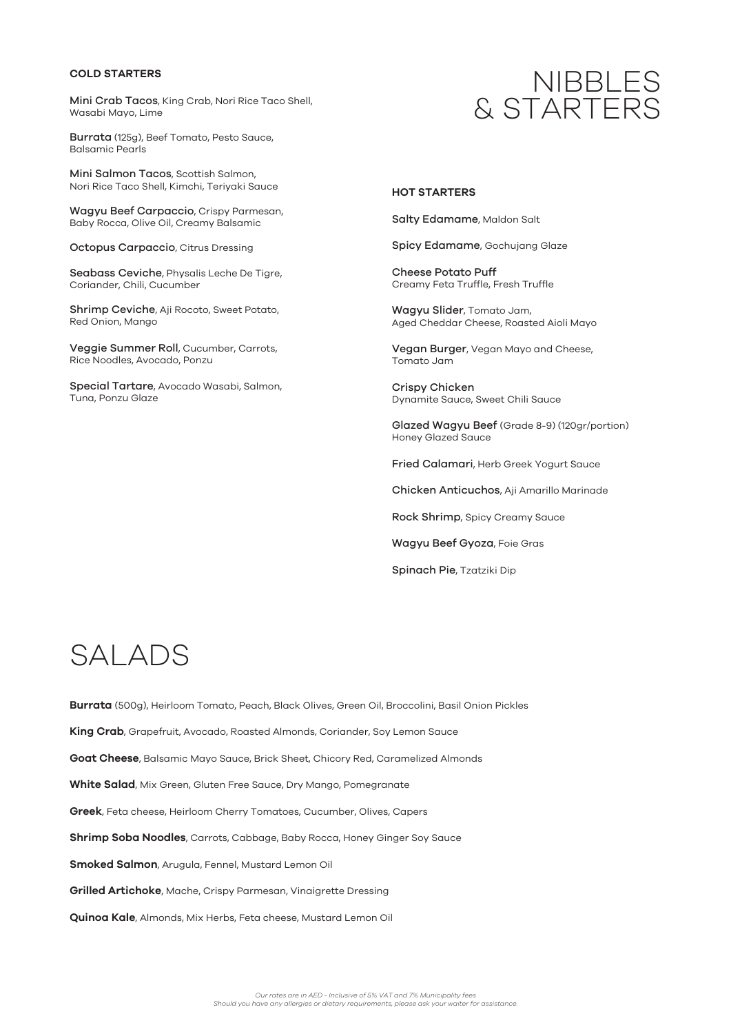# NIBBLES & STARTERS

### COLD STARTERS

**Mini Crab Tacos**, King Crab, Nori Rice Taco Shell, Wasabi Mayo, Lime

**Burrata** (125g), Beef Tomato, Pesto Sauce, Balsamic Pearls

**Mini Salmon Tacos**, Scottish Salmon, Nori Rice Taco Shell, Kimchi, Teriyaki Sauce

**Wagyu Beef Carpaccio**, Crispy Parmesan, Baby Rocca, Olive Oil, Creamy Balsamic

**Octopus Carpaccio**, Citrus Dressing

**Seabass Ceviche**, Physalis Leche De Tigre, Coriander, Chili, Cucumber

**Shrimp Ceviche**, Aji Rocoto, Sweet Potato, Red Onion, Mango

**Veggie Summer Roll**, Cucumber, Carrots, Rice Noodles, Avocado, Ponzu

**Special Tartare**, Avocado Wasabi, Salmon, Tuna, Ponzu Glaze

### HOT STARTERS

**Salty Edamame**, Maldon Salt

**Spicy Edamame**, Gochujang Glaze

**Cheese Potato Puff**
Creamy Feta Truffle, Fresh Truffle

**Wagyu Slider**, Tomato Jam, Aged Cheddar Cheese, Roasted Aioli Mayo

**Vegan Burger**, Vegan Mayo and Cheese, Tomato Jam

**Crispy Chicken**
Dynamite Sauce, Sweet Chili Sauce

**Glazed Wagyu Beef** (Grade 8-9) (120gr/portion)
Honey Glazed Sauce

**Fried Calamari**, Herb Greek Yogurt Sauce

**Chicken Anticuchos**, Aji Amarillo Marinade

**Rock Shrimp**, Spicy Creamy Sauce

**Wagyu Beef Gyoza**, Foie Gras

**Spinach Pie**, Tzatziki Dip

# SALADS

**Burrata** (500g), Heirloom Tomato, Peach, Black Olives, Green Oil, Broccolini, Basil Onion Pickles

**King Crab**, Grapefruit, Avocado, Roasted Almonds, Coriander, Soy Lemon Sauce

**Goat Cheese**, Balsamic Mayo Sauce, Brick Sheet, Chicory Red, Caramelized Almonds

**White Salad**, Mix Green, Gluten Free Sauce, Dry Mango, Pomegranate

**Greek**, Feta cheese, Heirloom Cherry Tomatoes, Cucumber, Olives, Capers

**Shrimp Soba Noodles**, Carrots, Cabbage, Baby Rocca, Honey Ginger Soy Sauce

**Smoked Salmon**, Arugula, Fennel, Mustard Lemon Oil

**Grilled Artichoke**, Mache, Crispy Parmesan, Vinaigrette Dressing

**Quinoa Kale**, Almonds, Mix Herbs, Feta cheese, Mustard Lemon Oil

*Our rates are in AED - Inclusive of 5% VAT and 7% Municipality fees*
*Should you have any allergies or dietary requirements, please ask your waiter for assistance.*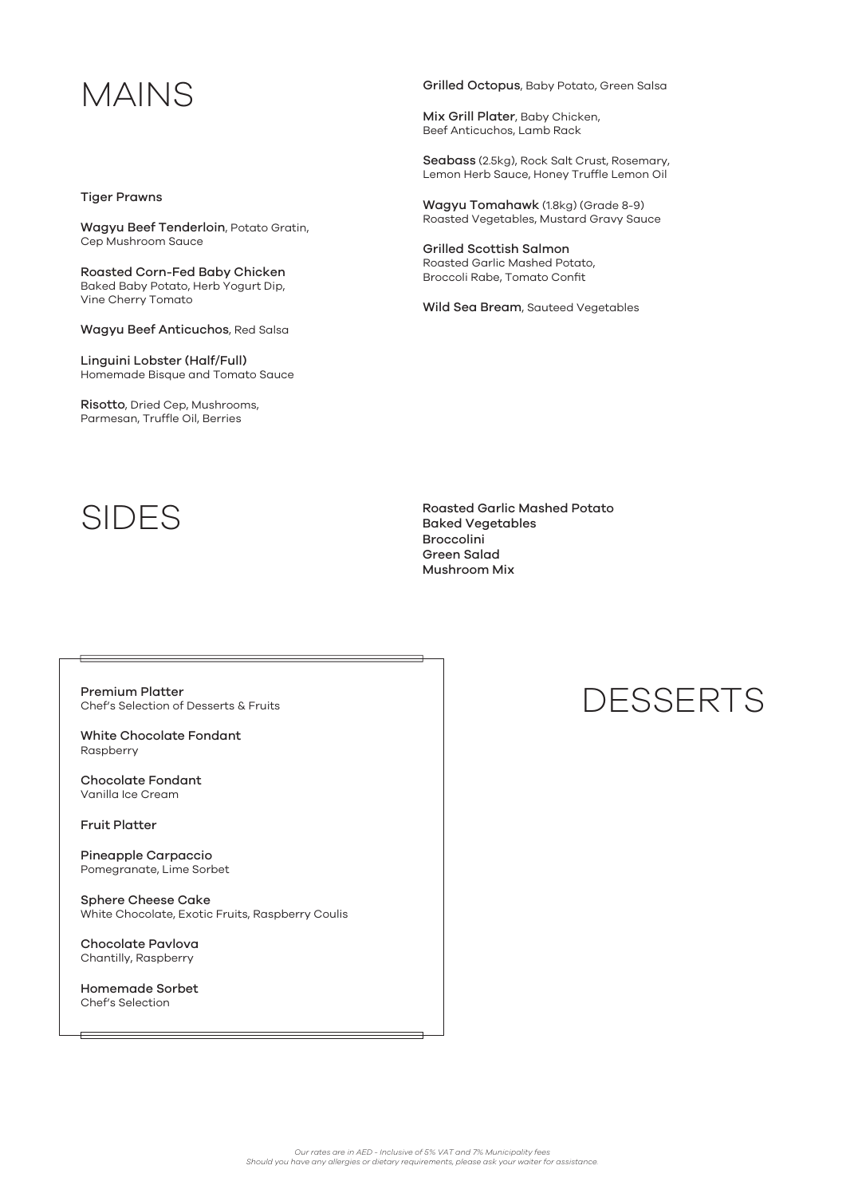# MAINS

**Tiger Prawns**

**Wagyu Beef Tenderloin**, Potato Gratin, Cep Mushroom Sauce

**Roasted Corn-Fed Baby Chicken**
Baked Baby Potato, Herb Yogurt Dip, Vine Cherry Tomato

**Wagyu Beef Anticuchos**, Red Salsa

**Linguini Lobster (Half/Full)**
Homemade Bisque and Tomato Sauce

**Risotto**, Dried Cep, Mushrooms, Parmesan, Truffle Oil, Berries

**Grilled Octopus**, Baby Potato, Green Salsa

**Mix Grill Plater**, Baby Chicken, Beef Anticuchos, Lamb Rack

**Seabass** (2.5kg), Rock Salt Crust, Rosemary, Lemon Herb Sauce, Honey Truffle Lemon Oil

**Wagyu Tomahawk** (1.8kg) (Grade 8-9)
Roasted Vegetables, Mustard Gravy Sauce

**Grilled Scottish Salmon**
Roasted Garlic Mashed Potato, Broccoli Rabe, Tomato Confit

**Wild Sea Bream**, Sauteed Vegetables

# SIDES

**Roasted Garlic Mashed Potato**
**Baked Vegetables**
**Broccolini**
**Green Salad**
**Mushroom Mix**

# DESSERTS

**Premium Platter**
Chef's Selection of Desserts & Fruits

**White Chocolate Fondant**
Raspberry

**Chocolate Fondant**
Vanilla Ice Cream

**Fruit Platter**

**Pineapple Carpaccio**
Pomegranate, Lime Sorbet

**Sphere Cheese Cake**
White Chocolate, Exotic Fruits, Raspberry Coulis

**Chocolate Pavlova**
Chantilly, Raspberry

**Homemade Sorbet**
Chef's Selection

*Our rates are in AED - Inclusive of 5% VAT and 7% Municipality fees*
*Should you have any allergies or dietary requirements, please ask your waiter for assistance.*